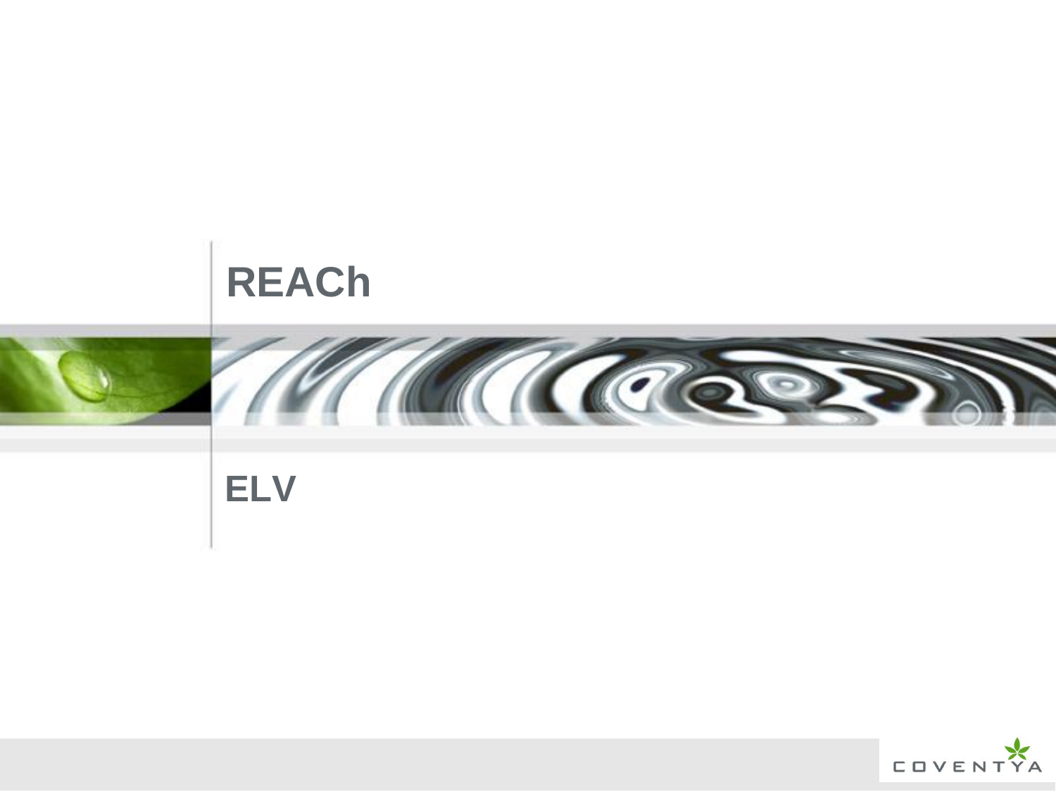# REACh

## ELV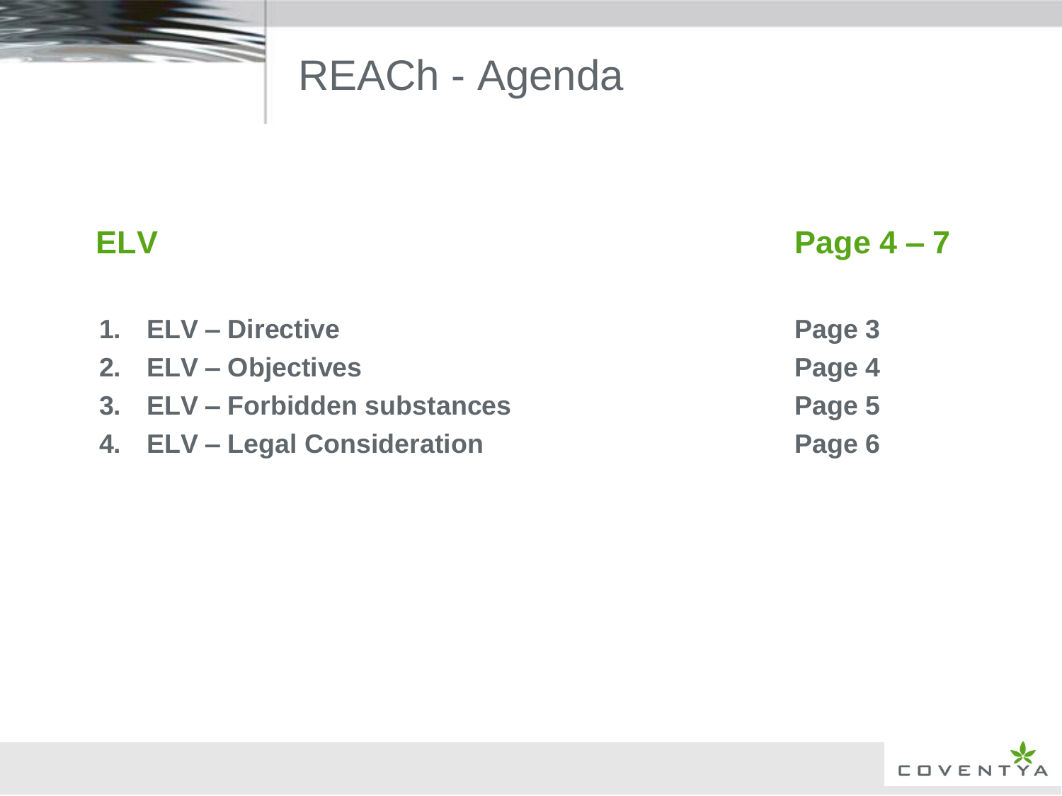# REACh - Agenda

| **ELV** | **Page 4 – 7** |
| --- | --- |
| 1. **ELV – Directive** | **Page 3** |
| 2. **ELV – Objectives** | **Page 4** |
| 3. **ELV – Forbidden substances** | **Page 5** |
| 4. **ELV – Legal Consideration** | **Page 6** |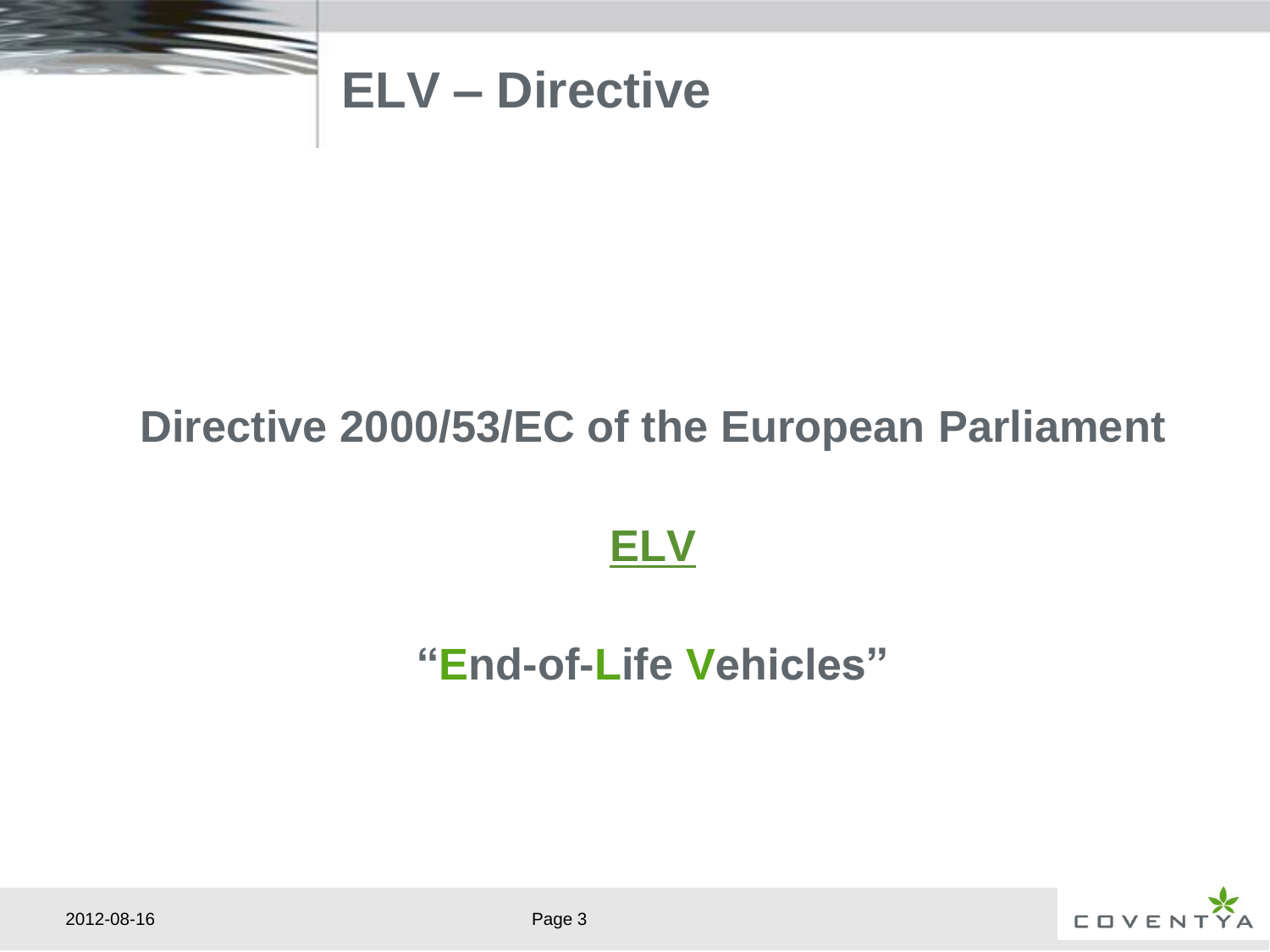# ELV – Directive

**Directive 2000/53/EC of the European Parliament**

**ELV**

**"End-of-Life Vehicles"**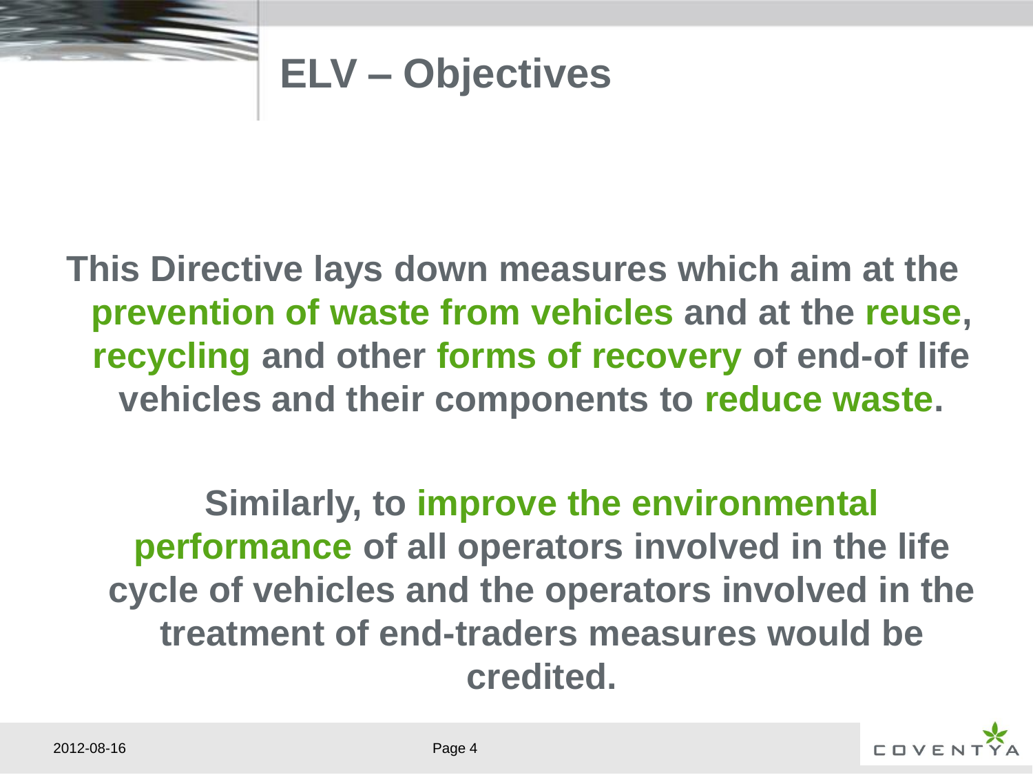# ELV – Objectives

**This Directive lays down measures which aim at the prevention of waste from vehicles and at the reuse, recycling and other forms of recovery of end-of life vehicles and their components to reduce waste.**

**Similarly, to improve the environmental performance of all operators involved in the life cycle of vehicles and the operators involved in the treatment of end-traders measures would be credited.**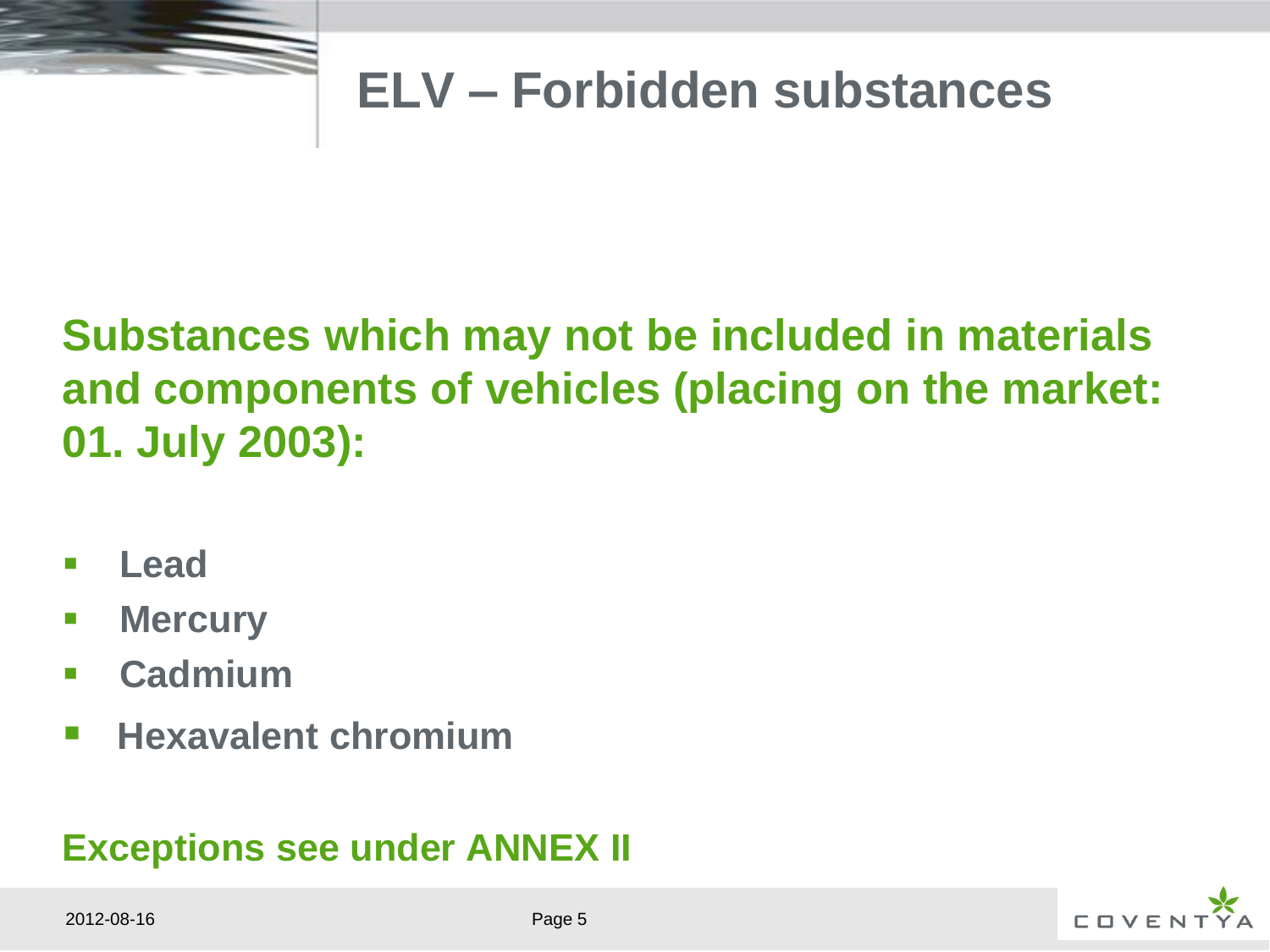# ELV – Forbidden substances

**Substances which may not be included in materials and components of vehicles (placing on the market: 01. July 2003):**

- **Lead**
- **Mercury**
- **Cadmium**
- **Hexavalent chromium**

**Exceptions see under ANNEX II**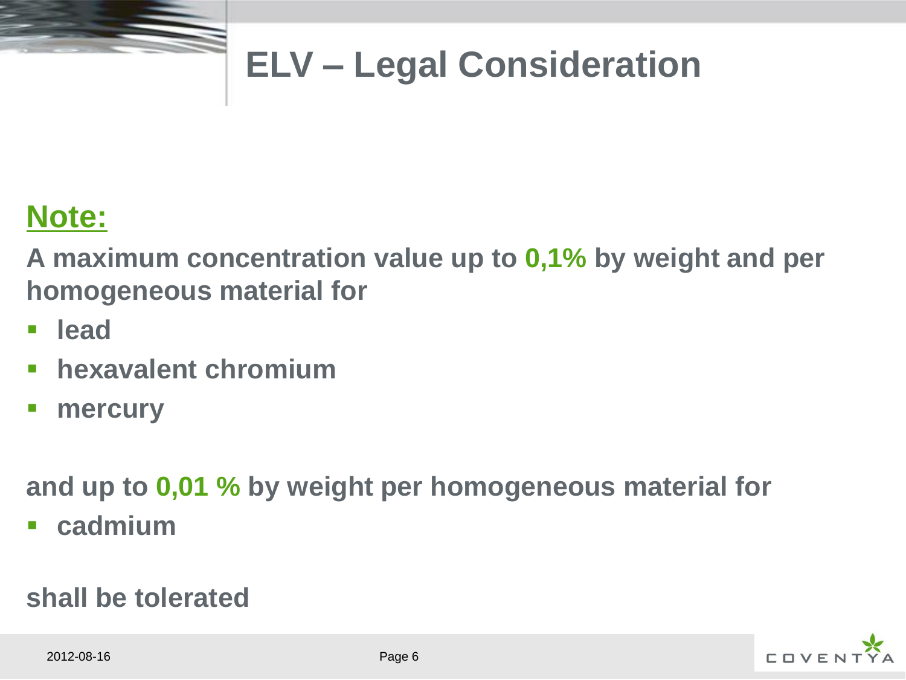# ELV – Legal Consideration

**Note:**

**A maximum concentration value up to 0,1% by weight and per homogeneous material for**

- **lead**
- **hexavalent chromium**
- **mercury**

**and up to 0,01 % by weight per homogeneous material for**

- **cadmium**

**shall be tolerated**